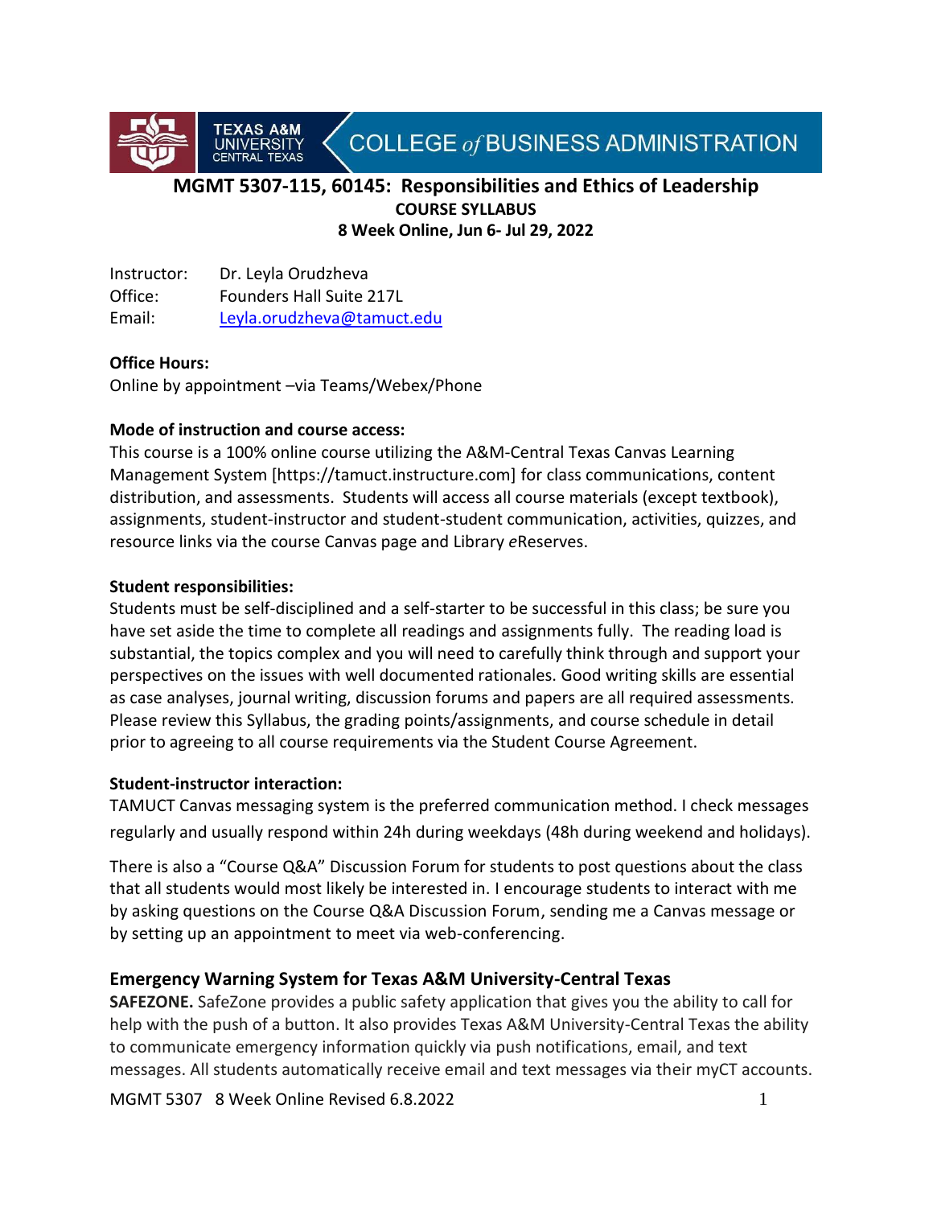TEXAS A&M UNIVERSITY CENTRAL TEXAS — COLLEGE *of* BUSINESS ADMINISTRATION

# MGMT 5307-115, 60145: Responsibilities and Ethics of Leadership

**COURSE SYLLABUS**

**8 Week Online, Jun 6- Jul 29, 2022**

Instructor: Dr. Leyla Orudzheva
Office: Founders Hall Suite 217L
Email: Leyla.orudzheva@tamuct.edu

**Office Hours:**
Online by appointment –via Teams/Webex/Phone

**Mode of instruction and course access:**
This course is a 100% online course utilizing the A&M-Central Texas Canvas Learning Management System [https://tamuct.instructure.com] for class communications, content distribution, and assessments. Students will access all course materials (except textbook), assignments, student-instructor and student-student communication, activities, quizzes, and resource links via the course Canvas page and Library *e*Reserves.

**Student responsibilities:**
Students must be self-disciplined and a self-starter to be successful in this class; be sure you have set aside the time to complete all readings and assignments fully. The reading load is substantial, the topics complex and you will need to carefully think through and support your perspectives on the issues with well documented rationales. Good writing skills are essential as case analyses, journal writing, discussion forums and papers are all required assessments. Please review this Syllabus, the grading points/assignments, and course schedule in detail prior to agreeing to all course requirements via the Student Course Agreement.

**Student-instructor interaction:**
TAMUCT Canvas messaging system is the preferred communication method. I check messages regularly and usually respond within 24h during weekdays (48h during weekend and holidays).

There is also a "Course Q&A" Discussion Forum for students to post questions about the class that all students would most likely be interested in. I encourage students to interact with me by asking questions on the Course Q&A Discussion Forum, sending me a Canvas message or by setting up an appointment to meet via web-conferencing.

## Emergency Warning System for Texas A&M University-Central Texas

**SAFEZONE.** SafeZone provides a public safety application that gives you the ability to call for help with the push of a button. It also provides Texas A&M University-Central Texas the ability to communicate emergency information quickly via push notifications, email, and text messages. All students automatically receive email and text messages via their myCT accounts.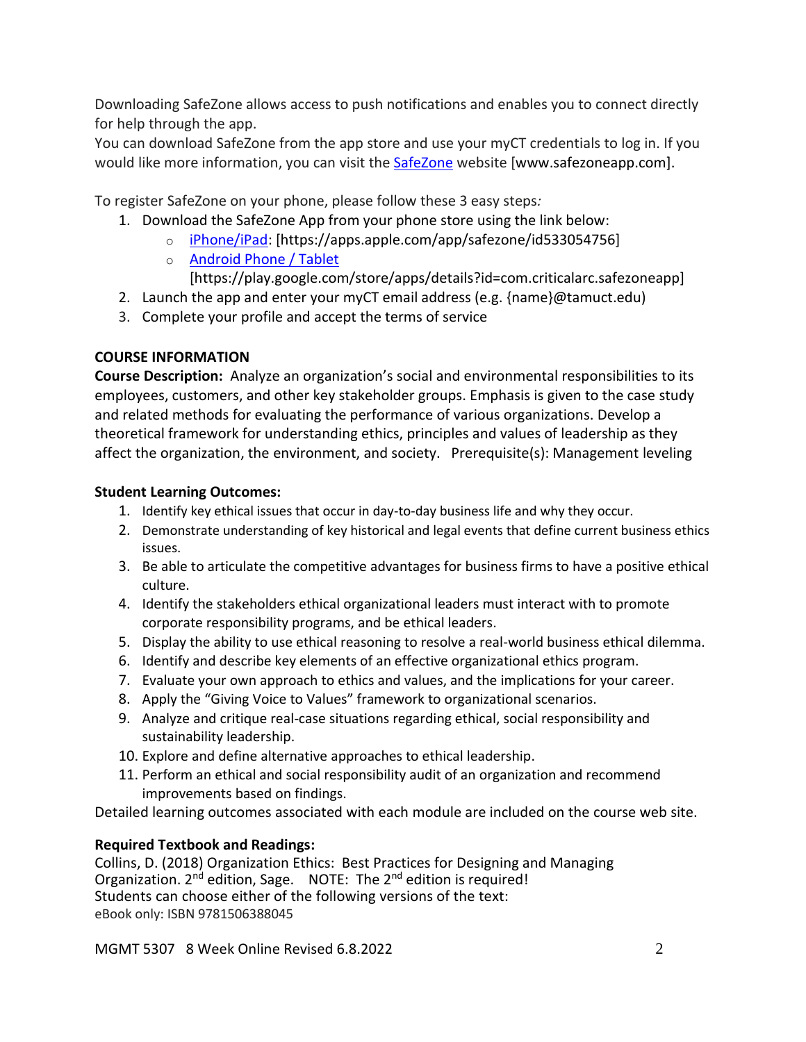Downloading SafeZone allows access to push notifications and enables you to connect directly for help through the app.
You can download SafeZone from the app store and use your myCT credentials to log in. If you would like more information, you can visit the SafeZone website [www.safezoneapp.com].

To register SafeZone on your phone, please follow these 3 easy steps:

1. Download the SafeZone App from your phone store using the link below:
   - iPhone/iPad: [https://apps.apple.com/app/safezone/id533054756]
   - Android Phone / Tablet [https://play.google.com/store/apps/details?id=com.criticalarc.safezoneapp]
2. Launch the app and enter your myCT email address (e.g. {name}@tamuct.edu)
3. Complete your profile and accept the terms of service

**COURSE INFORMATION**

**Course Description:** Analyze an organization's social and environmental responsibilities to its employees, customers, and other key stakeholder groups. Emphasis is given to the case study and related methods for evaluating the performance of various organizations. Develop a theoretical framework for understanding ethics, principles and values of leadership as they affect the organization, the environment, and society. Prerequisite(s): Management leveling

**Student Learning Outcomes:**

1. Identify key ethical issues that occur in day-to-day business life and why they occur.
2. Demonstrate understanding of key historical and legal events that define current business ethics issues.
3. Be able to articulate the competitive advantages for business firms to have a positive ethical culture.
4. Identify the stakeholders ethical organizational leaders must interact with to promote corporate responsibility programs, and be ethical leaders.
5. Display the ability to use ethical reasoning to resolve a real-world business ethical dilemma.
6. Identify and describe key elements of an effective organizational ethics program.
7. Evaluate your own approach to ethics and values, and the implications for your career.
8. Apply the "Giving Voice to Values" framework to organizational scenarios.
9. Analyze and critique real-case situations regarding ethical, social responsibility and sustainability leadership.
10. Explore and define alternative approaches to ethical leadership.
11. Perform an ethical and social responsibility audit of an organization and recommend improvements based on findings.

Detailed learning outcomes associated with each module are included on the course web site.

**Required Textbook and Readings:**

Collins, D. (2018) Organization Ethics: Best Practices for Designing and Managing Organization. 2nd edition, Sage. NOTE: The 2nd edition is required!
Students can choose either of the following versions of the text:
eBook only: ISBN 9781506388045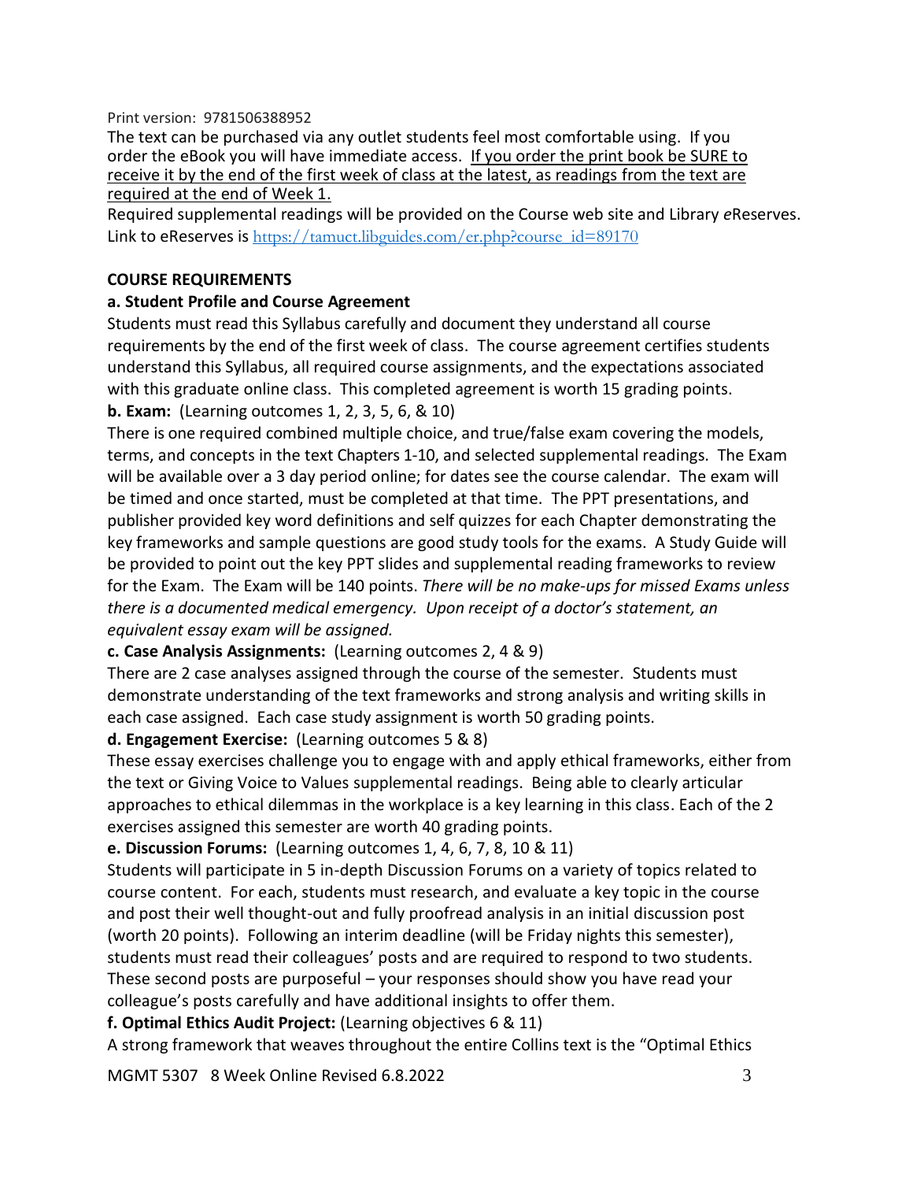Print version: 9781506388952

The text can be purchased via any outlet students feel most comfortable using. If you order the eBook you will have immediate access. If you order the print book be SURE to receive it by the end of the first week of class at the latest, as readings from the text are required at the end of Week 1.

Required supplemental readings will be provided on the Course web site and Library *e*Reserves. Link to eReserves is https://tamuct.libguides.com/er.php?course_id=89170

**COURSE REQUIREMENTS**

**a. Student Profile and Course Agreement**

Students must read this Syllabus carefully and document they understand all course requirements by the end of the first week of class. The course agreement certifies students understand this Syllabus, all required course assignments, and the expectations associated with this graduate online class. This completed agreement is worth 15 grading points.

**b. Exam:** (Learning outcomes 1, 2, 3, 5, 6, & 10)

There is one required combined multiple choice, and true/false exam covering the models, terms, and concepts in the text Chapters 1-10, and selected supplemental readings. The Exam will be available over a 3 day period online; for dates see the course calendar. The exam will be timed and once started, must be completed at that time. The PPT presentations, and publisher provided key word definitions and self quizzes for each Chapter demonstrating the key frameworks and sample questions are good study tools for the exams. A Study Guide will be provided to point out the key PPT slides and supplemental reading frameworks to review for the Exam. The Exam will be 140 points. *There will be no make-ups for missed Exams unless there is a documented medical emergency. Upon receipt of a doctor's statement, an equivalent essay exam will be assigned.*

**c. Case Analysis Assignments:** (Learning outcomes 2, 4 & 9)

There are 2 case analyses assigned through the course of the semester. Students must demonstrate understanding of the text frameworks and strong analysis and writing skills in each case assigned. Each case study assignment is worth 50 grading points.

**d. Engagement Exercise:** (Learning outcomes 5 & 8)

These essay exercises challenge you to engage with and apply ethical frameworks, either from the text or Giving Voice to Values supplemental readings. Being able to clearly articular approaches to ethical dilemmas in the workplace is a key learning in this class. Each of the 2 exercises assigned this semester are worth 40 grading points.

**e. Discussion Forums:** (Learning outcomes 1, 4, 6, 7, 8, 10 & 11)

Students will participate in 5 in-depth Discussion Forums on a variety of topics related to course content. For each, students must research, and evaluate a key topic in the course and post their well thought-out and fully proofread analysis in an initial discussion post (worth 20 points). Following an interim deadline (will be Friday nights this semester), students must read their colleagues' posts and are required to respond to two students. These second posts are purposeful – your responses should show you have read your colleague's posts carefully and have additional insights to offer them.

**f. Optimal Ethics Audit Project:** (Learning objectives 6 & 11)

A strong framework that weaves throughout the entire Collins text is the "Optimal Ethics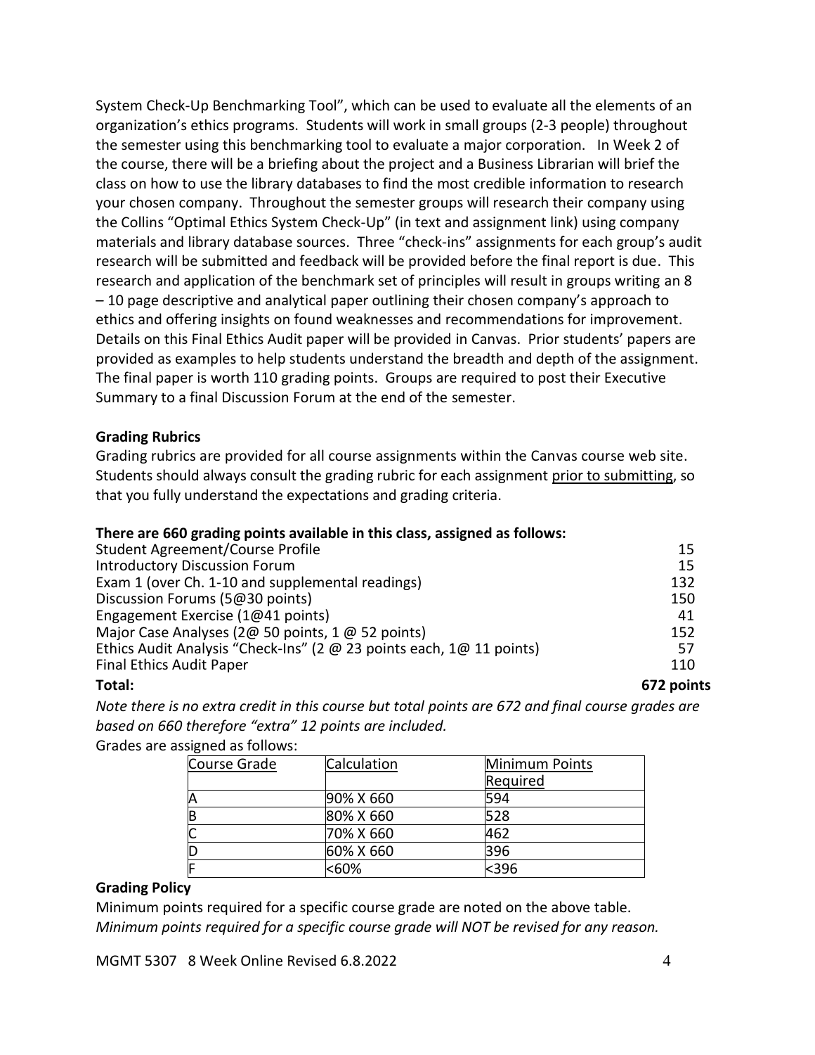System Check-Up Benchmarking Tool", which can be used to evaluate all the elements of an organization's ethics programs. Students will work in small groups (2-3 people) throughout the semester using this benchmarking tool to evaluate a major corporation. In Week 2 of the course, there will be a briefing about the project and a Business Librarian will brief the class on how to use the library databases to find the most credible information to research your chosen company. Throughout the semester groups will research their company using the Collins "Optimal Ethics System Check-Up" (in text and assignment link) using company materials and library database sources. Three "check-ins" assignments for each group's audit research will be submitted and feedback will be provided before the final report is due. This research and application of the benchmark set of principles will result in groups writing an 8 – 10 page descriptive and analytical paper outlining their chosen company's approach to ethics and offering insights on found weaknesses and recommendations for improvement. Details on this Final Ethics Audit paper will be provided in Canvas. Prior students' papers are provided as examples to help students understand the breadth and depth of the assignment. The final paper is worth 110 grading points. Groups are required to post their Executive Summary to a final Discussion Forum at the end of the semester.

**Grading Rubrics**

Grading rubrics are provided for all course assignments within the Canvas course web site. Students should always consult the grading rubric for each assignment prior to submitting, so that you fully understand the expectations and grading criteria.

**There are 660 grading points available in this class, assigned as follows:**

| | |
|---|---|
| Student Agreement/Course Profile | 15 |
| Introductory Discussion Forum | 15 |
| Exam 1 (over Ch. 1-10 and supplemental readings) | 132 |
| Discussion Forums (5@30 points) | 150 |
| Engagement Exercise (1@41 points) | 41 |
| Major Case Analyses (2@ 50 points, 1 @ 52 points) | 152 |
| Ethics Audit Analysis "Check-Ins" (2 @ 23 points each, 1@ 11 points) | 57 |
| Final Ethics Audit Paper | 110 |
| **Total:** | **672 points** |

*Note there is no extra credit in this course but total points are 672 and final course grades are based on 660 therefore "extra" 12 points are included.*

Grades are assigned as follows:

| Course Grade | Calculation | Minimum Points Required |
|---|---|---|
| A | 90% X 660 | 594 |
| B | 80% X 660 | 528 |
| C | 70% X 660 | 462 |
| D | 60% X 660 | 396 |
| F | <60% | <396 |

**Grading Policy**

Minimum points required for a specific course grade are noted on the above table.
*Minimum points required for a specific course grade will NOT be revised for any reason.*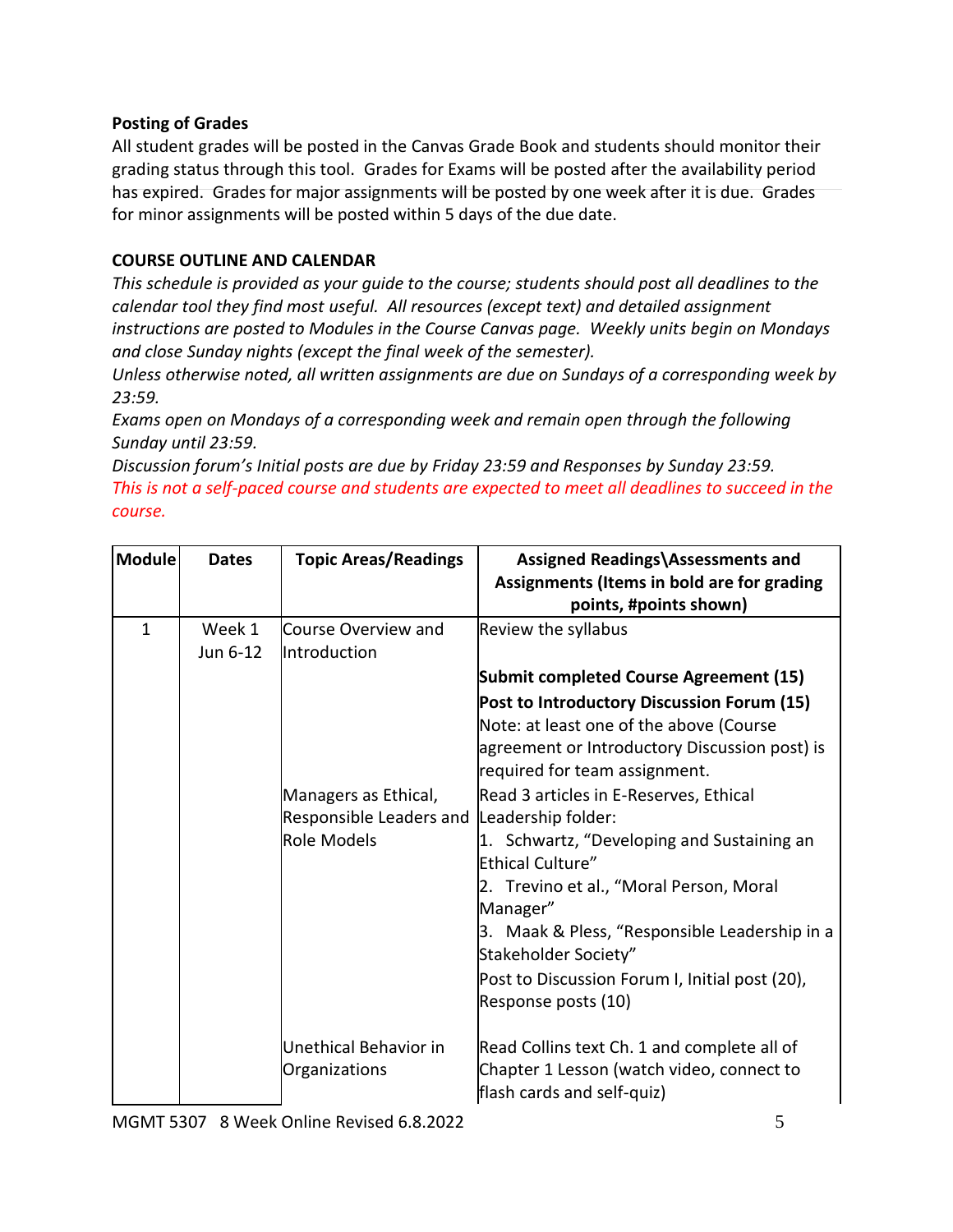**Posting of Grades**

All student grades will be posted in the Canvas Grade Book and students should monitor their grading status through this tool. Grades for Exams will be posted after the availability period has expired. Grades for major assignments will be posted by one week after it is due. Grades for minor assignments will be posted within 5 days of the due date.

**COURSE OUTLINE AND CALENDAR**

*This schedule is provided as your guide to the course; students should post all deadlines to the calendar tool they find most useful. All resources (except text) and detailed assignment instructions are posted to Modules in the Course Canvas page. Weekly units begin on Mondays and close Sunday nights (except the final week of the semester).*

*Unless otherwise noted, all written assignments are due on Sundays of a corresponding week by 23:59.*

*Exams open on Mondays of a corresponding week and remain open through the following Sunday until 23:59.*

*Discussion forum's Initial posts are due by Friday 23:59 and Responses by Sunday 23:59.*

*This is not a self-paced course and students are expected to meet all deadlines to succeed in the course.*

| Module | Dates | Topic Areas/Readings | Assigned Readings\Assessments and Assignments (Items in bold are for grading points, #points shown) |
|---|---|---|---|
| 1 | Week 1 Jun 6-12 | Course Overview and Introduction | Review the syllabus<br><br>**Submit completed Course Agreement (15)**<br>**Post to Introductory Discussion Forum (15)**<br>Note: at least one of the above (Course agreement or Introductory Discussion post) is required for team assignment. |
| | | Managers as Ethical, Responsible Leaders and Role Models | Read 3 articles in E-Reserves, Ethical Leadership folder:<br>1. Schwartz, "Developing and Sustaining an Ethical Culture"<br>2. Trevino et al., "Moral Person, Moral Manager"<br>3. Maak & Pless, "Responsible Leadership in a Stakeholder Society"<br>Post to Discussion Forum I, Initial post (20), Response posts (10) |
| | | Unethical Behavior in Organizations | Read Collins text Ch. 1 and complete all of Chapter 1 Lesson (watch video, connect to flash cards and self-quiz) |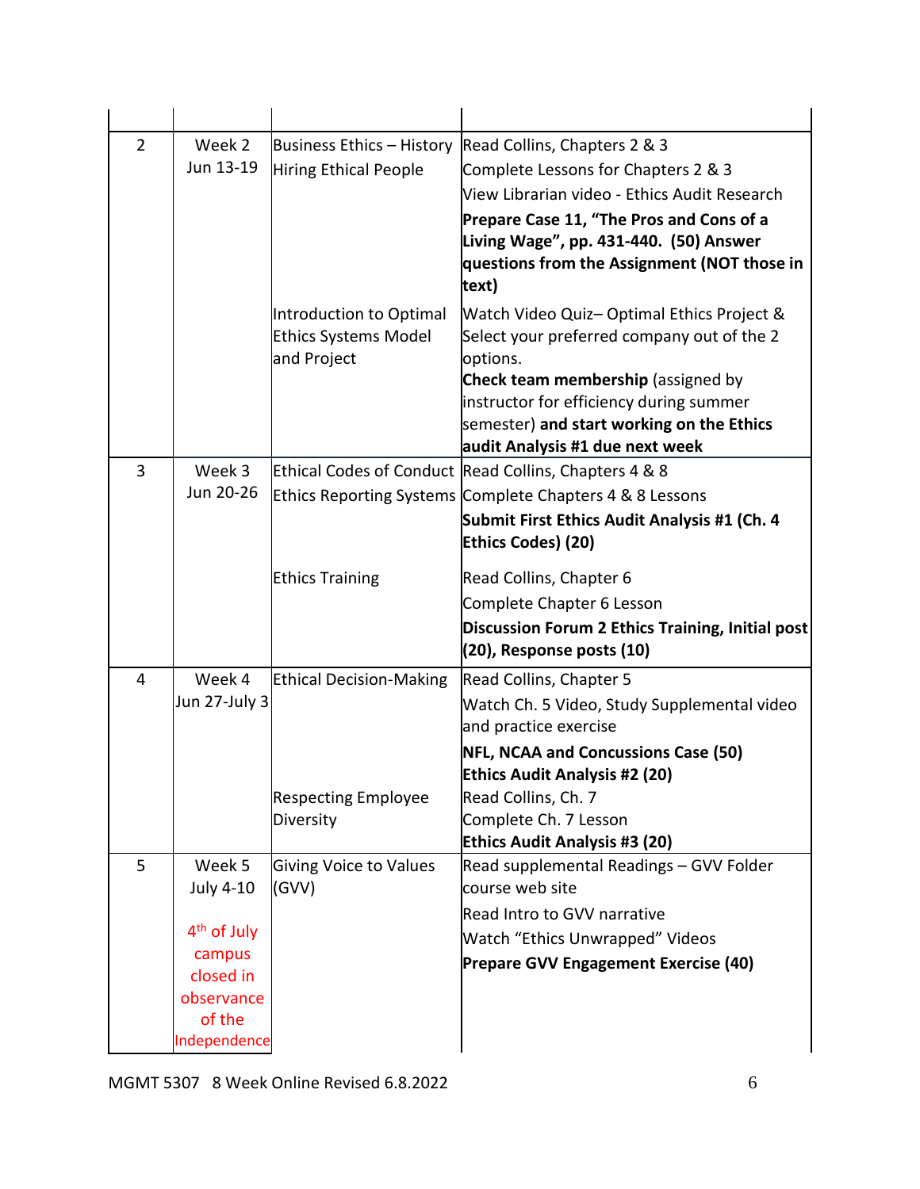| | | | |
|---|---|---|---|
| 2 | Week 2<br>Jun 13-19 | Business Ethics – History<br>Hiring Ethical People | Read Collins, Chapters 2 & 3<br>Complete Lessons for Chapters 2 & 3<br>View Librarian video - Ethics Audit Research<br>**Prepare Case 11, "The Pros and Cons of a Living Wage", pp. 431-440. (50) Answer questions from the Assignment (NOT those in text)** |
| | | Introduction to Optimal Ethics Systems Model and Project | Watch Video Quiz– Optimal Ethics Project & Select your preferred company out of the 2 options.<br>**Check team membership** (assigned by instructor for efficiency during summer semester) **and start working on the Ethics audit Analysis #1 due next week** |
| 3 | Week 3<br>Jun 20-26 | Ethical Codes of Conduct<br>Ethics Reporting Systems | Read Collins, Chapters 4 & 8<br>Complete Chapters 4 & 8 Lessons<br>**Submit First Ethics Audit Analysis #1 (Ch. 4 Ethics Codes) (20)** |
| | | Ethics Training | Read Collins, Chapter 6<br>Complete Chapter 6 Lesson<br>**Discussion Forum 2 Ethics Training, Initial post (20), Response posts (10)** |
| 4 | Week 4<br>Jun 27-July 3 | Ethical Decision-Making | Read Collins, Chapter 5<br>Watch Ch. 5 Video, Study Supplemental video and practice exercise<br>**NFL, NCAA and Concussions Case (50)**<br>**Ethics Audit Analysis #2 (20)** |
| | | Respecting Employee Diversity | Read Collins, Ch. 7<br>Complete Ch. 7 Lesson<br>**Ethics Audit Analysis #3 (20)** |
| 5 | Week 5<br>July 4-10<br><br>4th of July campus closed in observance of the Independence | Giving Voice to Values (GVV) | Read supplemental Readings – GVV Folder course web site<br>Read Intro to GVV narrative<br>Watch "Ethics Unwrapped" Videos<br>**Prepare GVV Engagement Exercise (40)** |

MGMT 5307 8 Week Online Revised 6.8.2022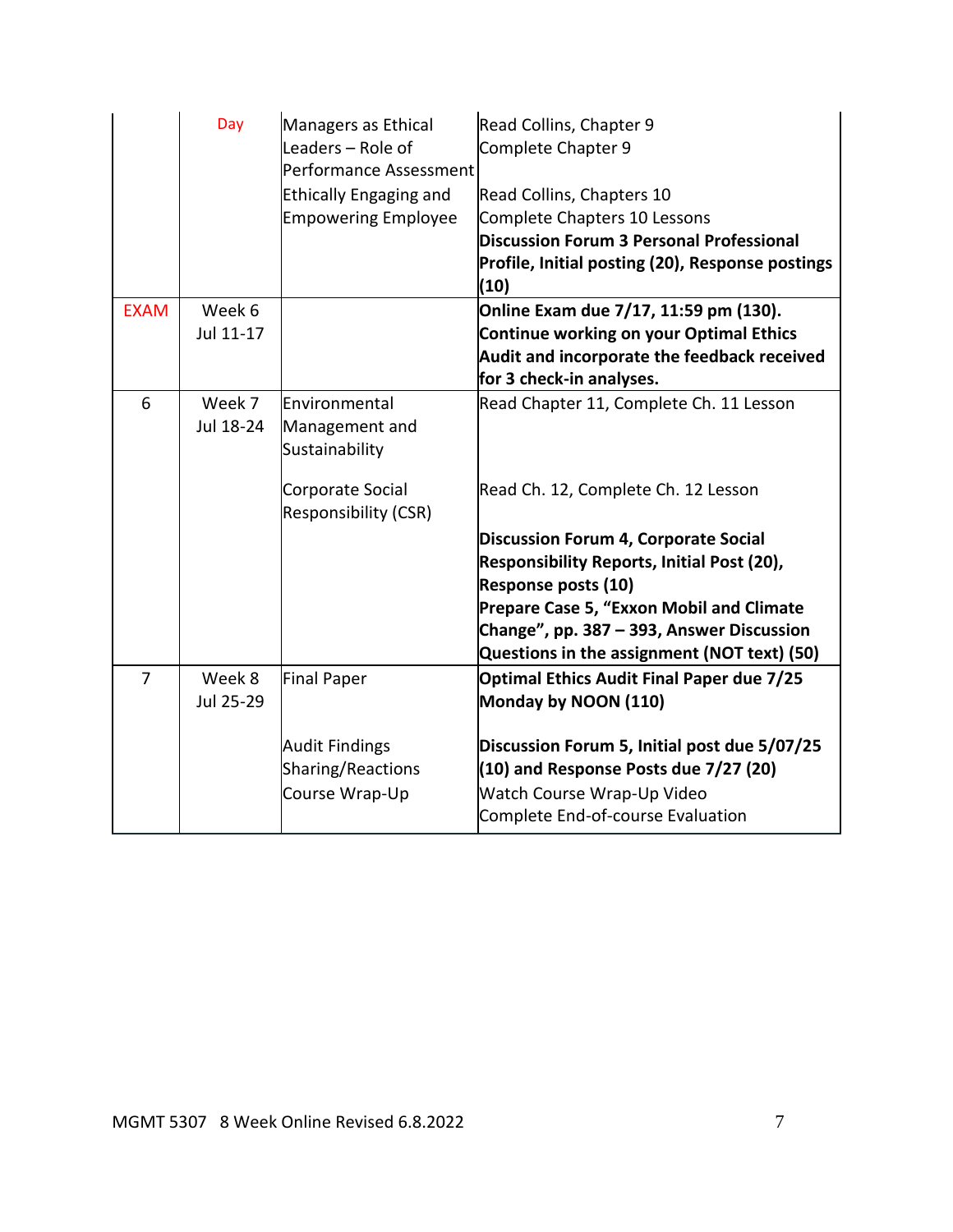| | Day | Managers as Ethical Leaders – Role of Performance Assessment<br>Ethically Engaging and Empowering Employee | Read Collins, Chapter 9<br>Complete Chapter 9<br>Read Collins, Chapters 10<br>Complete Chapters 10 Lessons<br>**Discussion Forum 3 Personal Professional Profile, Initial posting (20), Response postings (10)** |
|---|---|---|---|
| EXAM | Week 6<br>Jul 11-17 | | **Online Exam due 7/17, 11:59 pm (130). Continue working on your Optimal Ethics Audit and incorporate the feedback received for 3 check-in analyses.** |
| 6 | Week 7<br>Jul 18-24 | Environmental Management and Sustainability<br>Corporate Social Responsibility (CSR) | Read Chapter 11, Complete Ch. 11 Lesson<br>Read Ch. 12, Complete Ch. 12 Lesson<br>**Discussion Forum 4, Corporate Social Responsibility Reports, Initial Post (20), Response posts (10)**<br>**Prepare Case 5, "Exxon Mobil and Climate Change", pp. 387 – 393, Answer Discussion Questions in the assignment (NOT text) (50)** |
| 7 | Week 8<br>Jul 25-29 | Final Paper<br>Audit Findings Sharing/Reactions<br>Course Wrap-Up | **Optimal Ethics Audit Final Paper due 7/25 Monday by NOON (110)**<br>**Discussion Forum 5, Initial post due 5/07/25 (10) and Response Posts due 7/27 (20)**<br>Watch Course Wrap-Up Video<br>Complete End-of-course Evaluation |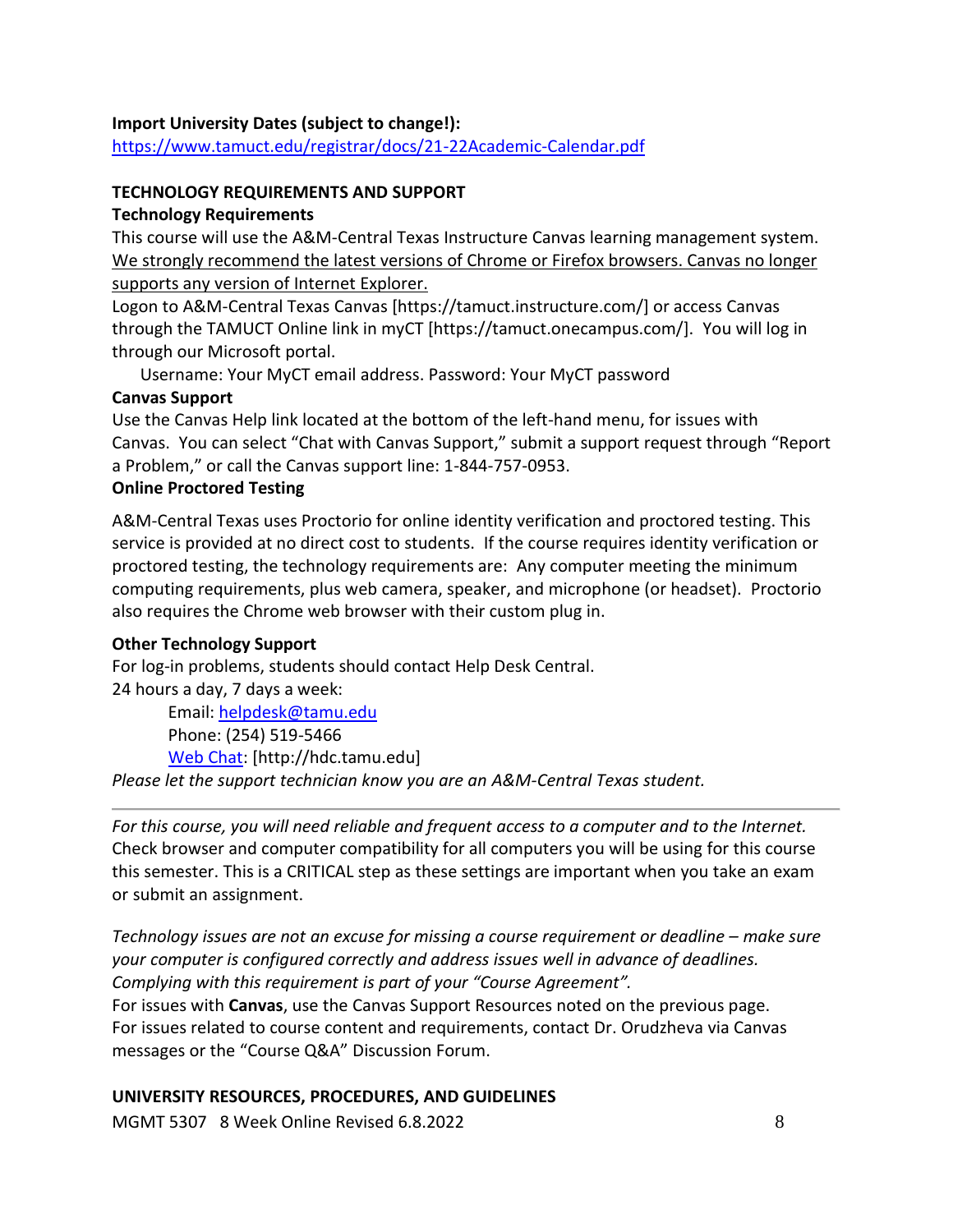**Import University Dates (subject to change!):**
https://www.tamuct.edu/registrar/docs/21-22Academic-Calendar.pdf

## TECHNOLOGY REQUIREMENTS AND SUPPORT

**Technology Requirements**

This course will use the A&M-Central Texas Instructure Canvas learning management system. We strongly recommend the latest versions of Chrome or Firefox browsers. Canvas no longer supports any version of Internet Explorer.

Logon to A&M-Central Texas Canvas [https://tamuct.instructure.com/] or access Canvas through the TAMUCT Online link in myCT [https://tamuct.onecampus.com/]. You will log in through our Microsoft portal.

Username: Your MyCT email address. Password: Your MyCT password

**Canvas Support**

Use the Canvas Help link located at the bottom of the left-hand menu, for issues with Canvas. You can select "Chat with Canvas Support," submit a support request through "Report a Problem," or call the Canvas support line: 1-844-757-0953.

**Online Proctored Testing**

A&M-Central Texas uses Proctorio for online identity verification and proctored testing. This service is provided at no direct cost to students. If the course requires identity verification or proctored testing, the technology requirements are: Any computer meeting the minimum computing requirements, plus web camera, speaker, and microphone (or headset). Proctorio also requires the Chrome web browser with their custom plug in.

**Other Technology Support**

For log-in problems, students should contact Help Desk Central.

24 hours a day, 7 days a week:

Email: helpdesk@tamu.edu
Phone: (254) 519-5466
Web Chat: [http://hdc.tamu.edu]

*Please let the support technician know you are an A&M-Central Texas student.*

---

*For this course, you will need reliable and frequent access to a computer and to the Internet.* Check browser and computer compatibility for all computers you will be using for this course this semester. This is a CRITICAL step as these settings are important when you take an exam or submit an assignment.

*Technology issues are not an excuse for missing a course requirement or deadline – make sure your computer is configured correctly and address issues well in advance of deadlines. Complying with this requirement is part of your "Course Agreement".*

For issues with **Canvas**, use the Canvas Support Resources noted on the previous page.
For issues related to course content and requirements, contact Dr. Orudzheva via Canvas messages or the "Course Q&A" Discussion Forum.

## UNIVERSITY RESOURCES, PROCEDURES, AND GUIDELINES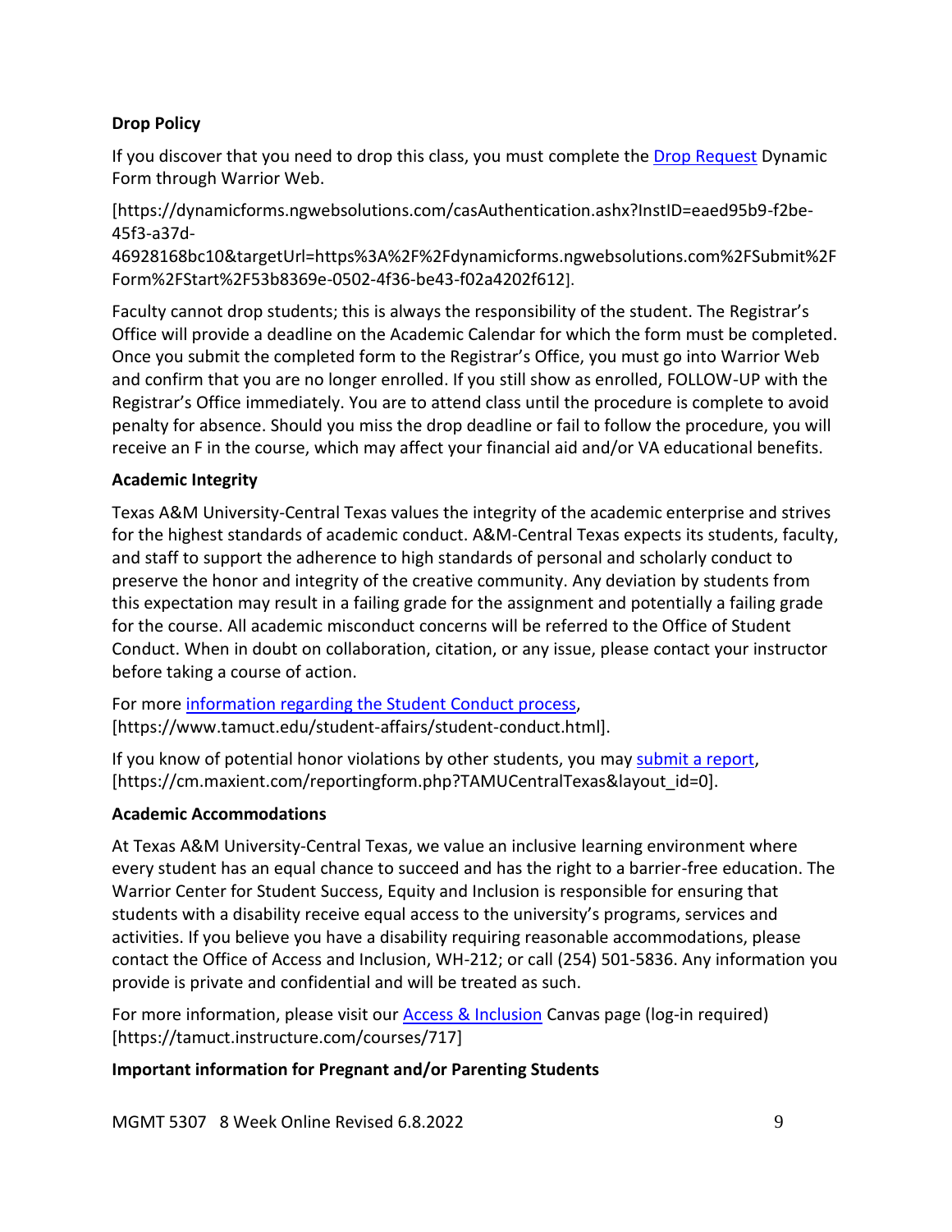**Drop Policy**

If you discover that you need to drop this class, you must complete the Drop Request Dynamic Form through Warrior Web.

[https://dynamicforms.ngwebsolutions.com/casAuthentication.ashx?InstID=eaed95b9-f2be-45f3-a37d-46928168bc10&targetUrl=https%3A%2F%2Fdynamicforms.ngwebsolutions.com%2FSubmit%2FForm%2FStart%2F53b8369e-0502-4f36-be43-f02a4202f612].

Faculty cannot drop students; this is always the responsibility of the student. The Registrar's Office will provide a deadline on the Academic Calendar for which the form must be completed. Once you submit the completed form to the Registrar's Office, you must go into Warrior Web and confirm that you are no longer enrolled. If you still show as enrolled, FOLLOW-UP with the Registrar's Office immediately. You are to attend class until the procedure is complete to avoid penalty for absence. Should you miss the drop deadline or fail to follow the procedure, you will receive an F in the course, which may affect your financial aid and/or VA educational benefits.

**Academic Integrity**

Texas A&M University-Central Texas values the integrity of the academic enterprise and strives for the highest standards of academic conduct. A&M-Central Texas expects its students, faculty, and staff to support the adherence to high standards of personal and scholarly conduct to preserve the honor and integrity of the creative community. Any deviation by students from this expectation may result in a failing grade for the assignment and potentially a failing grade for the course. All academic misconduct concerns will be referred to the Office of Student Conduct. When in doubt on collaboration, citation, or any issue, please contact your instructor before taking a course of action.

For more information regarding the Student Conduct process, [https://www.tamuct.edu/student-affairs/student-conduct.html].

If you know of potential honor violations by other students, you may submit a report, [https://cm.maxient.com/reportingform.php?TAMUCentralTexas&layout_id=0].

**Academic Accommodations**

At Texas A&M University-Central Texas, we value an inclusive learning environment where every student has an equal chance to succeed and has the right to a barrier-free education. The Warrior Center for Student Success, Equity and Inclusion is responsible for ensuring that students with a disability receive equal access to the university's programs, services and activities. If you believe you have a disability requiring reasonable accommodations, please contact the Office of Access and Inclusion, WH-212; or call (254) 501-5836. Any information you provide is private and confidential and will be treated as such.

For more information, please visit our Access & Inclusion Canvas page (log-in required) [https://tamuct.instructure.com/courses/717]

**Important information for Pregnant and/or Parenting Students**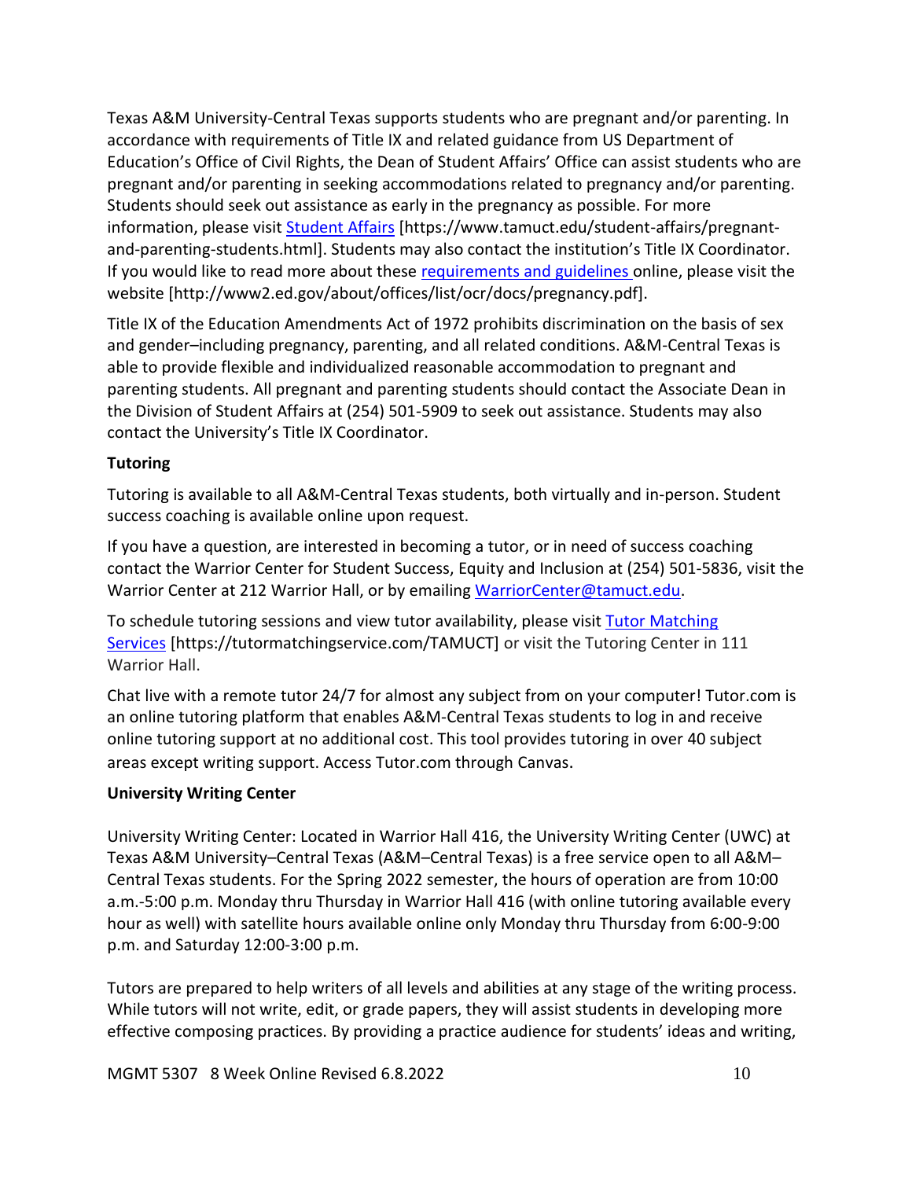Texas A&M University-Central Texas supports students who are pregnant and/or parenting. In accordance with requirements of Title IX and related guidance from US Department of Education's Office of Civil Rights, the Dean of Student Affairs' Office can assist students who are pregnant and/or parenting in seeking accommodations related to pregnancy and/or parenting. Students should seek out assistance as early in the pregnancy as possible. For more information, please visit Student Affairs [https://www.tamuct.edu/student-affairs/pregnant-and-parenting-students.html]. Students may also contact the institution's Title IX Coordinator. If you would like to read more about these requirements and guidelines online, please visit the website [http://www2.ed.gov/about/offices/list/ocr/docs/pregnancy.pdf].

Title IX of the Education Amendments Act of 1972 prohibits discrimination on the basis of sex and gender–including pregnancy, parenting, and all related conditions. A&M-Central Texas is able to provide flexible and individualized reasonable accommodation to pregnant and parenting students. All pregnant and parenting students should contact the Associate Dean in the Division of Student Affairs at (254) 501-5909 to seek out assistance. Students may also contact the University's Title IX Coordinator.

**Tutoring**

Tutoring is available to all A&M-Central Texas students, both virtually and in-person. Student success coaching is available online upon request.

If you have a question, are interested in becoming a tutor, or in need of success coaching contact the Warrior Center for Student Success, Equity and Inclusion at (254) 501-5836, visit the Warrior Center at 212 Warrior Hall, or by emailing WarriorCenter@tamuct.edu.

To schedule tutoring sessions and view tutor availability, please visit Tutor Matching Services [https://tutormatchingservice.com/TAMUCT] or visit the Tutoring Center in 111 Warrior Hall.

Chat live with a remote tutor 24/7 for almost any subject from on your computer! Tutor.com is an online tutoring platform that enables A&M-Central Texas students to log in and receive online tutoring support at no additional cost. This tool provides tutoring in over 40 subject areas except writing support. Access Tutor.com through Canvas.

**University Writing Center**

University Writing Center: Located in Warrior Hall 416, the University Writing Center (UWC) at Texas A&M University–Central Texas (A&M–Central Texas) is a free service open to all A&M–Central Texas students. For the Spring 2022 semester, the hours of operation are from 10:00 a.m.-5:00 p.m. Monday thru Thursday in Warrior Hall 416 (with online tutoring available every hour as well) with satellite hours available online only Monday thru Thursday from 6:00-9:00 p.m. and Saturday 12:00-3:00 p.m.

Tutors are prepared to help writers of all levels and abilities at any stage of the writing process. While tutors will not write, edit, or grade papers, they will assist students in developing more effective composing practices. By providing a practice audience for students' ideas and writing,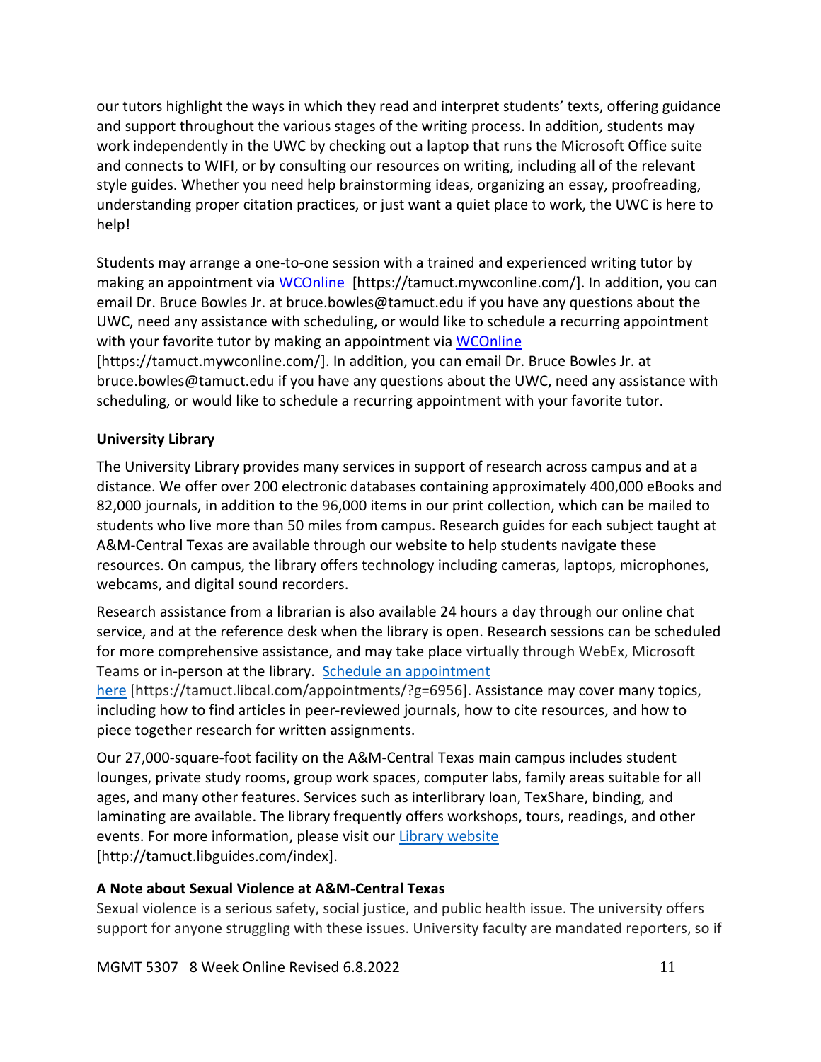our tutors highlight the ways in which they read and interpret students' texts, offering guidance and support throughout the various stages of the writing process. In addition, students may work independently in the UWC by checking out a laptop that runs the Microsoft Office suite and connects to WIFI, or by consulting our resources on writing, including all of the relevant style guides. Whether you need help brainstorming ideas, organizing an essay, proofreading, understanding proper citation practices, or just want a quiet place to work, the UWC is here to help!

Students may arrange a one-to-one session with a trained and experienced writing tutor by making an appointment via WCOnline [https://tamuct.mywconline.com/]. In addition, you can email Dr. Bruce Bowles Jr. at bruce.bowles@tamuct.edu if you have any questions about the UWC, need any assistance with scheduling, or would like to schedule a recurring appointment with your favorite tutor by making an appointment via WCOnline [https://tamuct.mywconline.com/]. In addition, you can email Dr. Bruce Bowles Jr. at bruce.bowles@tamuct.edu if you have any questions about the UWC, need any assistance with scheduling, or would like to schedule a recurring appointment with your favorite tutor.

**University Library**

The University Library provides many services in support of research across campus and at a distance. We offer over 200 electronic databases containing approximately 400,000 eBooks and 82,000 journals, in addition to the 96,000 items in our print collection, which can be mailed to students who live more than 50 miles from campus. Research guides for each subject taught at A&M-Central Texas are available through our website to help students navigate these resources. On campus, the library offers technology including cameras, laptops, microphones, webcams, and digital sound recorders.

Research assistance from a librarian is also available 24 hours a day through our online chat service, and at the reference desk when the library is open. Research sessions can be scheduled for more comprehensive assistance, and may take place virtually through WebEx, Microsoft Teams or in-person at the library. Schedule an appointment here [https://tamuct.libcal.com/appointments/?g=6956]. Assistance may cover many topics, including how to find articles in peer-reviewed journals, how to cite resources, and how to piece together research for written assignments.

Our 27,000-square-foot facility on the A&M-Central Texas main campus includes student lounges, private study rooms, group work spaces, computer labs, family areas suitable for all ages, and many other features. Services such as interlibrary loan, TexShare, binding, and laminating are available. The library frequently offers workshops, tours, readings, and other events. For more information, please visit our Library website [http://tamuct.libguides.com/index].

**A Note about Sexual Violence at A&M-Central Texas**

Sexual violence is a serious safety, social justice, and public health issue. The university offers support for anyone struggling with these issues. University faculty are mandated reporters, so if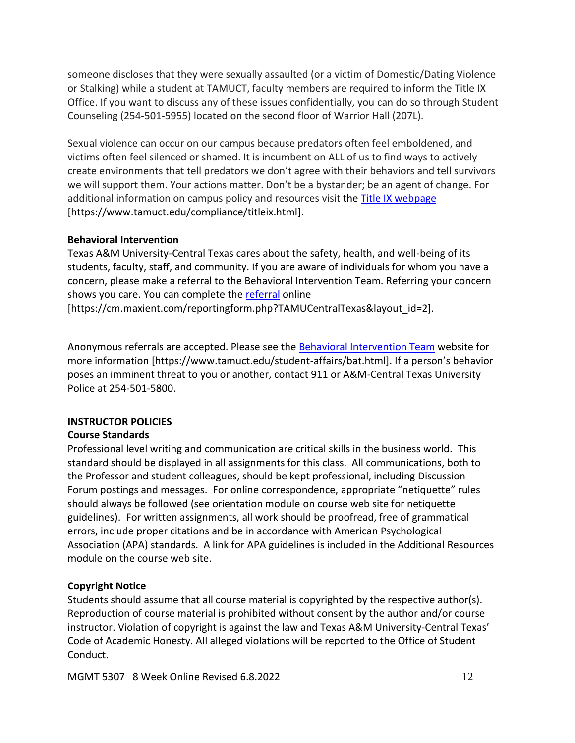someone discloses that they were sexually assaulted (or a victim of Domestic/Dating Violence or Stalking) while a student at TAMUCT, faculty members are required to inform the Title IX Office. If you want to discuss any of these issues confidentially, you can do so through Student Counseling (254-501-5955) located on the second floor of Warrior Hall (207L).

Sexual violence can occur on our campus because predators often feel emboldened, and victims often feel silenced or shamed. It is incumbent on ALL of us to find ways to actively create environments that tell predators we don't agree with their behaviors and tell survivors we will support them. Your actions matter. Don't be a bystander; be an agent of change. For additional information on campus policy and resources visit the Title IX webpage [https://www.tamuct.edu/compliance/titleix.html].

**Behavioral Intervention**

Texas A&M University-Central Texas cares about the safety, health, and well-being of its students, faculty, staff, and community. If you are aware of individuals for whom you have a concern, please make a referral to the Behavioral Intervention Team. Referring your concern shows you care. You can complete the referral online [https://cm.maxient.com/reportingform.php?TAMUCentralTexas&layout_id=2].

Anonymous referrals are accepted. Please see the Behavioral Intervention Team website for more information [https://www.tamuct.edu/student-affairs/bat.html]. If a person's behavior poses an imminent threat to you or another, contact 911 or A&M-Central Texas University Police at 254-501-5800.

## INSTRUCTOR POLICIES

**Course Standards**

Professional level writing and communication are critical skills in the business world. This standard should be displayed in all assignments for this class. All communications, both to the Professor and student colleagues, should be kept professional, including Discussion Forum postings and messages. For online correspondence, appropriate "netiquette" rules should always be followed (see orientation module on course web site for netiquette guidelines). For written assignments, all work should be proofread, free of grammatical errors, include proper citations and be in accordance with American Psychological Association (APA) standards. A link for APA guidelines is included in the Additional Resources module on the course web site.

**Copyright Notice**

Students should assume that all course material is copyrighted by the respective author(s). Reproduction of course material is prohibited without consent by the author and/or course instructor. Violation of copyright is against the law and Texas A&M University-Central Texas' Code of Academic Honesty. All alleged violations will be reported to the Office of Student Conduct.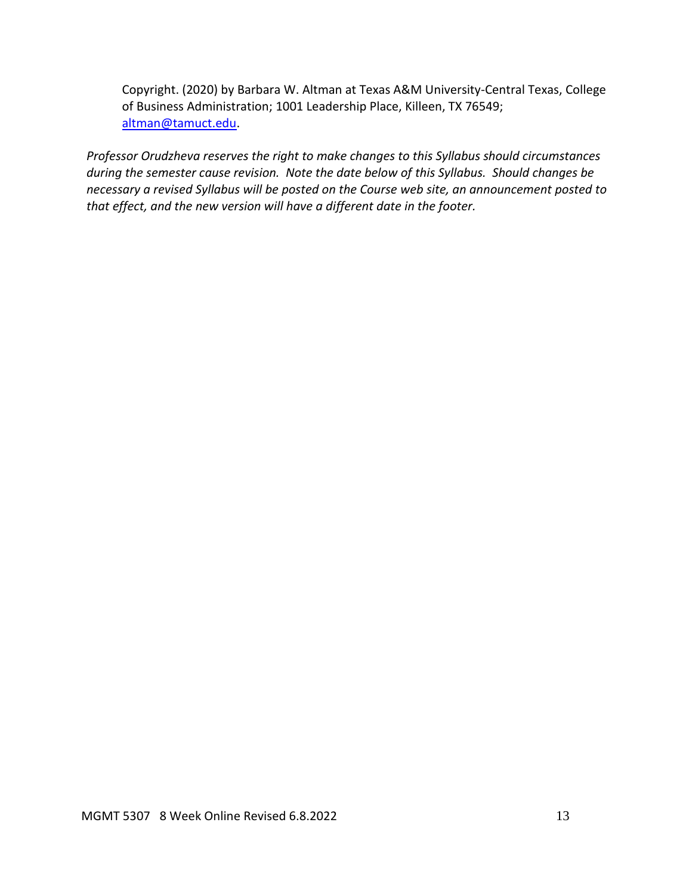Copyright. (2020) by Barbara W. Altman at Texas A&M University-Central Texas, College of Business Administration; 1001 Leadership Place, Killeen, TX 76549; altman@tamuct.edu.

*Professor Orudzheva reserves the right to make changes to this Syllabus should circumstances during the semester cause revision. Note the date below of this Syllabus. Should changes be necessary a revised Syllabus will be posted on the Course web site, an announcement posted to that effect, and the new version will have a different date in the footer.*